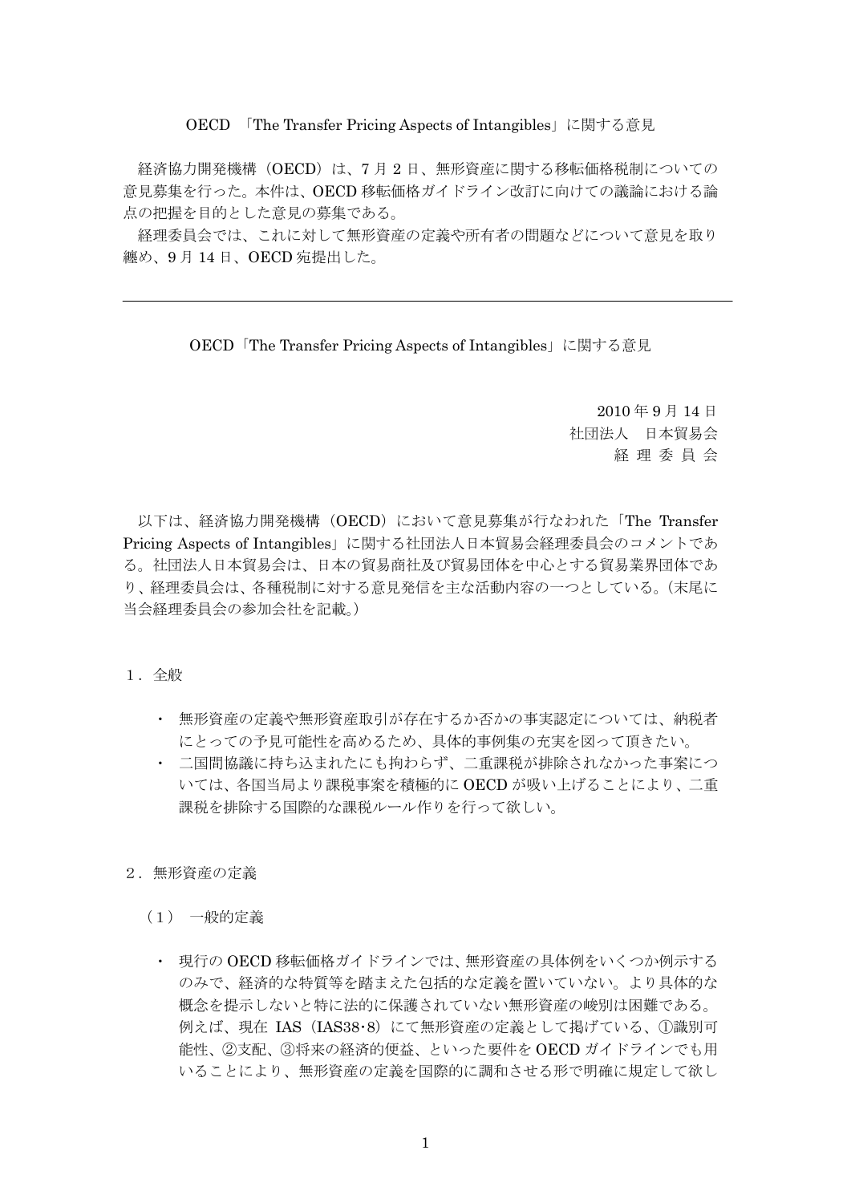OECD 「The Transfer Pricing Aspects of Intangibles」に関する意見

経済協力開発機構（OECD）は、7 月 2 日、無形資産に関する移転価格税制についての意見募集を行った。本件は、OECD 移転価格ガイドライン改訂に向けての議論における論点の把握を目的とした意見の募集である。

経理委員会では、これに対して無形資産の定義や所有者の問題などについて意見を取り纏め、9 月 14 日、OECD 宛提出した。

---

# OECD「The Transfer Pricing Aspects of Intangibles」に関する意見

2010 年 9 月 14 日
社団法人　日本貿易会
経 理 委 員 会

以下は、経済協力開発機構（OECD）において意見募集が行なわれた「The Transfer Pricing Aspects of Intangibles」に関する社団法人日本貿易会経理委員会のコメントである。社団法人日本貿易会は、日本の貿易商社及び貿易団体を中心とする貿易業界団体であり、経理委員会は、各種税制に対する意見発信を主な活動内容の一つとしている。（末尾に当会経理委員会の参加会社を記載。）

## １．全般

- 無形資産の定義や無形資産取引が存在するか否かの事実認定については、納税者にとっての予見可能性を高めるため、具体的事例集の充実を図って頂きたい。
- 二国間協議に持ち込まれたにも拘わらず、二重課税が排除されなかった事案については、各国当局より課税事案を積極的に OECD が吸い上げることにより、二重課税を排除する国際的な課税ルール作りを行って欲しい。

## ２．無形資産の定義

### （１） 一般的定義

- 現行の OECD 移転価格ガイドラインでは、無形資産の具体例をいくつか例示するのみで、経済的な特質等を踏まえた包括的な定義を置いていない。より具体的な概念を提示しないと特に法的に保護されていない無形資産の峻別は困難である。例えば、現在 IAS（IAS38-8）にて無形資産の定義として掲げている、①識別可能性、②支配、③将来の経済的便益、といった要件を OECD ガイドラインでも用いることにより、無形資産の定義を国際的に調和させる形で明確に規定して欲し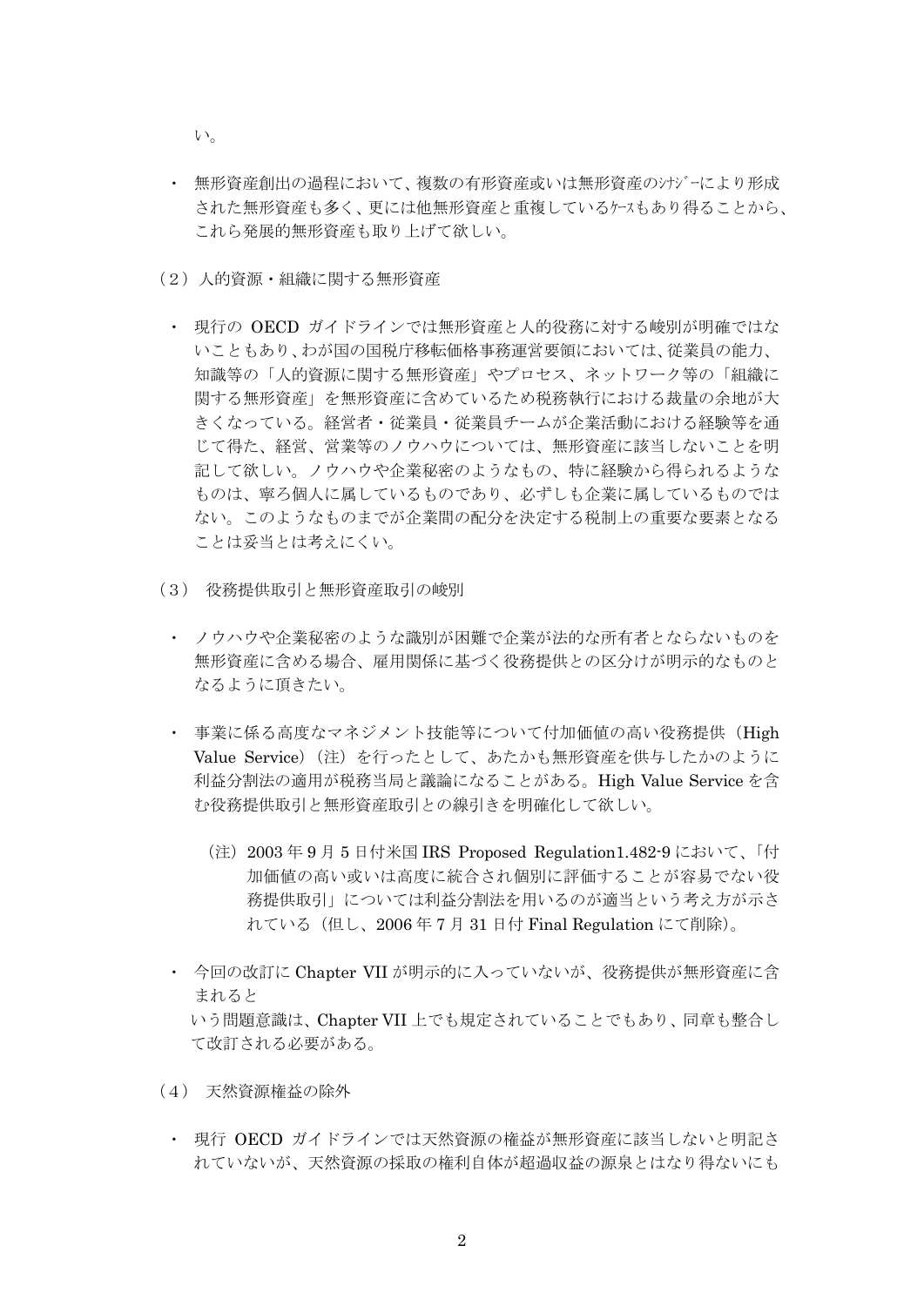い。

- 無形資産創出の過程において、複数の有形資産或いは無形資産のｼﾅｼﾞｰにより形成された無形資産も多く、更には他無形資産と重複しているｹｰｽもあり得ることから、これら発展的無形資産も取り上げて欲しい。

（2）人的資源・組織に関する無形資産

- 現行の OECD ガイドラインでは無形資産と人的役務に対する峻別が明確ではないこともあり、わが国の国税庁移転価格事務運営要領においては、従業員の能力、知識等の「人的資源に関する無形資産」やプロセス、ネットワーク等の「組織に関する無形資産」を無形資産に含めているため税務執行における裁量の余地が大きくなっている。経営者・従業員・従業員チームが企業活動における経験等を通じて得た、経営、営業等のノウハウについては、無形資産に該当しないことを明記して欲しい。ノウハウや企業秘密のようなもの、特に経験から得られるようなものは、寧ろ個人に属しているものであり、必ずしも企業に属しているものではない。このようなものまでが企業間の配分を決定する税制上の重要な要素となることは妥当とは考えにくい。

（3） 役務提供取引と無形資産取引の峻別

- ノウハウや企業秘密のような識別が困難で企業が法的な所有者とならないものを無形資産に含める場合、雇用関係に基づく役務提供との区分けが明示的なものとなるように頂きたい。

- 事業に係る高度なマネジメント技能等について付加価値の高い役務提供（High Value Service）（注）を行ったとして、あたかも無形資産を供与したかのように利益分割法の適用が税務当局と議論になることがある。High Value Service を含む役務提供取引と無形資産取引との線引きを明確化して欲しい。

  （注）2003 年 9 月 5 日付米国 IRS Proposed Regulation1.482-9 において、「付加価値の高い或いは高度に統合され個別に評価することが容易でない役務提供取引」については利益分割法を用いるのが適当という考え方が示されている（但し、2006 年 7 月 31 日付 Final Regulation にて削除）。

- 今回の改訂に Chapter VII が明示的に入っていないが、役務提供が無形資産に含まれると
  いう問題意識は、Chapter VII 上でも規定されていることでもあり、同章も整合して改訂される必要がある。

（4） 天然資源権益の除外

- 現行 OECD ガイドラインでは天然資源の権益が無形資産に該当しないと明記されていないが、天然資源の採取の権利自体が超過収益の源泉とはなり得ないにも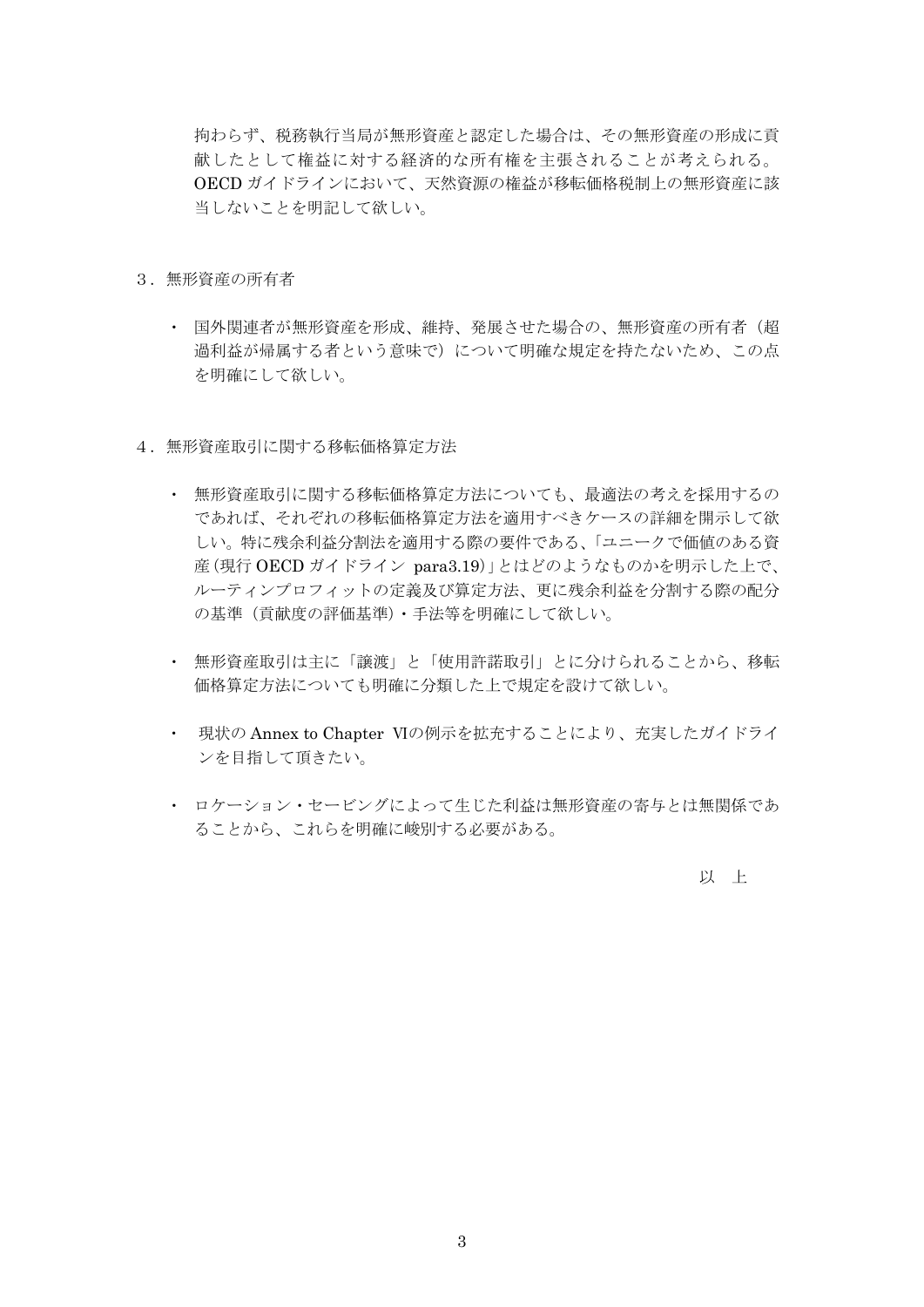拘わらず、税務執行当局が無形資産と認定した場合は、その無形資産の形成に貢献したとして権益に対する経済的な所有権を主張されることが考えられる。OECD ガイドラインにおいて、天然資源の権益が移転価格税制上の無形資産に該当しないことを明記して欲しい。

３．無形資産の所有者

- 国外関連者が無形資産を形成、維持、発展させた場合の、無形資産の所有者（超過利益が帰属する者という意味で）について明確な規定を持たないため、この点を明確にして欲しい。

４．無形資産取引に関する移転価格算定方法

- 無形資産取引に関する移転価格算定方法についても、最適法の考えを採用するのであれば、それぞれの移転価格算定方法を適用すべきケースの詳細を開示して欲しい。特に残余利益分割法を適用する際の要件である、「ユニークで価値のある資産（現行 OECD ガイドライン para3.19）」とはどのようなものかを明示した上で、ルーティンプロフィットの定義及び算定方法、更に残余利益を分割する際の配分の基準（貢献度の評価基準）・手法等を明確にして欲しい。

- 無形資産取引は主に「譲渡」と「使用許諾取引」とに分けられることから、移転価格算定方法についても明確に分類した上で規定を設けて欲しい。

- 現状の Annex to Chapter Ⅵの例示を拡充することにより、充実したガイドラインを目指して頂きたい。

- ロケーション・セービングによって生じた利益は無形資産の寄与とは無関係であることから、これらを明確に峻別する必要がある。

以　上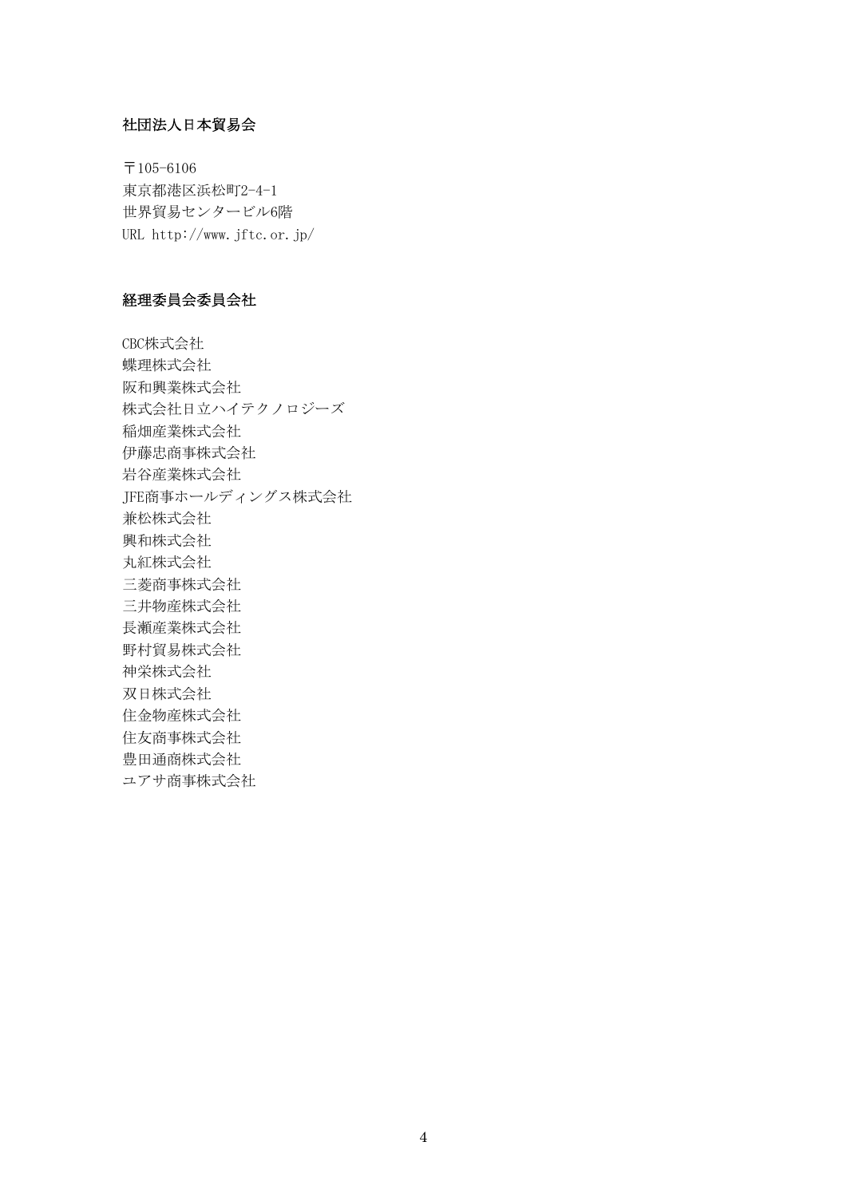**社団法人日本貿易会**

〒105-6106
東京都港区浜松町2-4-1
世界貿易センタービル6階
URL http://www.jftc.or.jp/

**経理委員会委員会社**

CBC株式会社
蝶理株式会社
阪和興業株式会社
株式会社日立ハイテクノロジーズ
稲畑産業株式会社
伊藤忠商事株式会社
岩谷産業株式会社
JFE商事ホールディングス株式会社
兼松株式会社
興和株式会社
丸紅株式会社
三菱商事株式会社
三井物産株式会社
長瀬産業株式会社
野村貿易株式会社
神栄株式会社
双日株式会社
住金物産株式会社
住友商事株式会社
豊田通商株式会社
ユアサ商事株式会社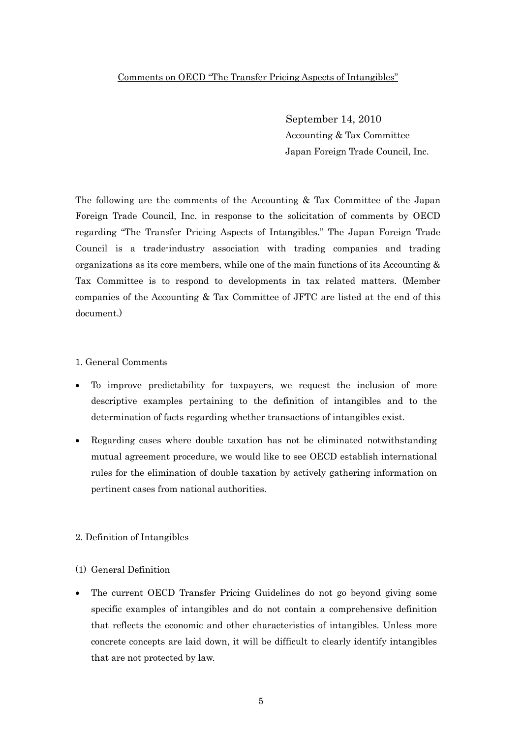Comments on OECD "The Transfer Pricing Aspects of Intangibles"

September 14, 2010
Accounting & Tax Committee
Japan Foreign Trade Council, Inc.

The following are the comments of the Accounting & Tax Committee of the Japan Foreign Trade Council, Inc. in response to the solicitation of comments by OECD regarding "The Transfer Pricing Aspects of Intangibles." The Japan Foreign Trade Council is a trade-industry association with trading companies and trading organizations as its core members, while one of the main functions of its Accounting & Tax Committee is to respond to developments in tax related matters. (Member companies of the Accounting & Tax Committee of JFTC are listed at the end of this document.)

1. General Comments

- To improve predictability for taxpayers, we request the inclusion of more descriptive examples pertaining to the definition of intangibles and to the determination of facts regarding whether transactions of intangibles exist.
- Regarding cases where double taxation has not be eliminated notwithstanding mutual agreement procedure, we would like to see OECD establish international rules for the elimination of double taxation by actively gathering information on pertinent cases from national authorities.

2. Definition of Intangibles

(1) General Definition

- The current OECD Transfer Pricing Guidelines do not go beyond giving some specific examples of intangibles and do not contain a comprehensive definition that reflects the economic and other characteristics of intangibles. Unless more concrete concepts are laid down, it will be difficult to clearly identify intangibles that are not protected by law.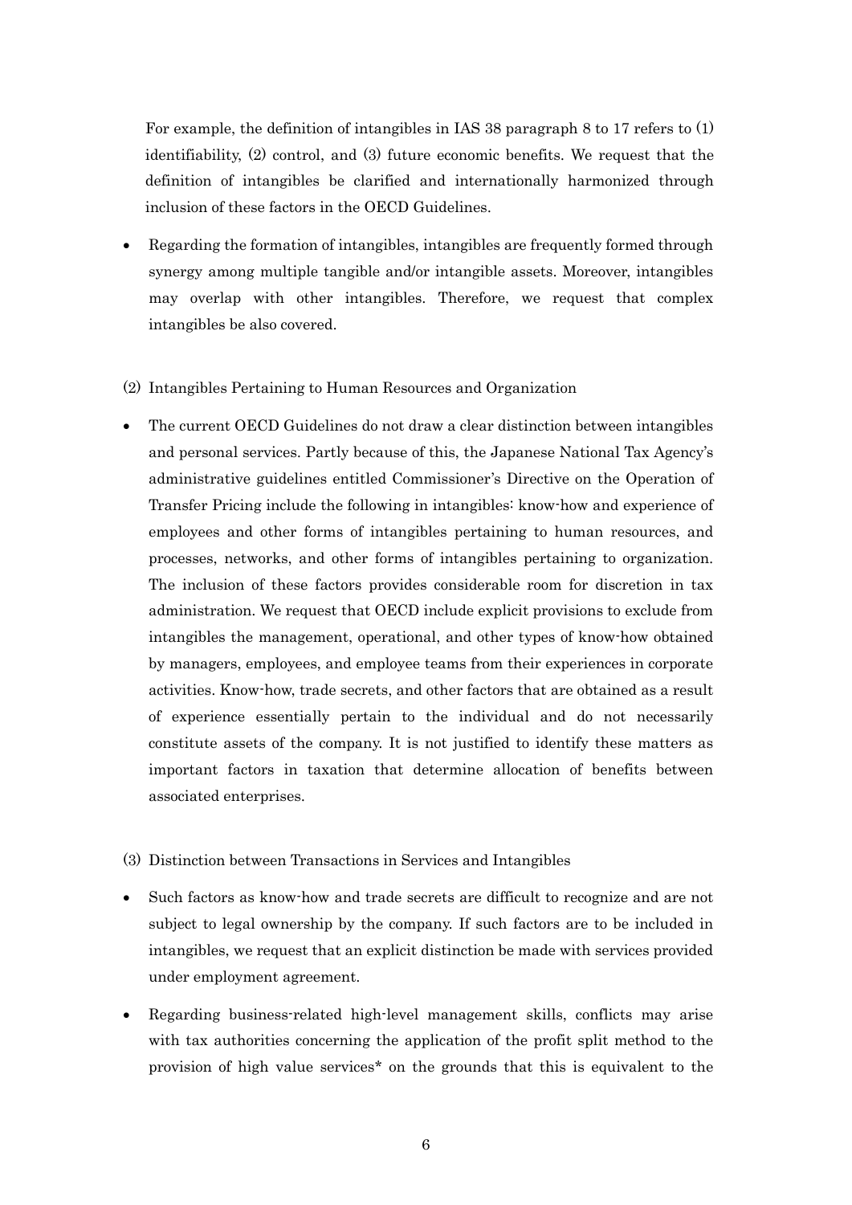For example, the definition of intangibles in IAS 38 paragraph 8 to 17 refers to (1) identifiability, (2) control, and (3) future economic benefits. We request that the definition of intangibles be clarified and internationally harmonized through inclusion of these factors in the OECD Guidelines.

- Regarding the formation of intangibles, intangibles are frequently formed through synergy among multiple tangible and/or intangible assets. Moreover, intangibles may overlap with other intangibles. Therefore, we request that complex intangibles be also covered.

(2) Intangibles Pertaining to Human Resources and Organization

- The current OECD Guidelines do not draw a clear distinction between intangibles and personal services. Partly because of this, the Japanese National Tax Agency's administrative guidelines entitled Commissioner's Directive on the Operation of Transfer Pricing include the following in intangibles: know-how and experience of employees and other forms of intangibles pertaining to human resources, and processes, networks, and other forms of intangibles pertaining to organization. The inclusion of these factors provides considerable room for discretion in tax administration. We request that OECD include explicit provisions to exclude from intangibles the management, operational, and other types of know-how obtained by managers, employees, and employee teams from their experiences in corporate activities. Know-how, trade secrets, and other factors that are obtained as a result of experience essentially pertain to the individual and do not necessarily constitute assets of the company. It is not justified to identify these matters as important factors in taxation that determine allocation of benefits between associated enterprises.

(3) Distinction between Transactions in Services and Intangibles

- Such factors as know-how and trade secrets are difficult to recognize and are not subject to legal ownership by the company. If such factors are to be included in intangibles, we request that an explicit distinction be made with services provided under employment agreement.

- Regarding business-related high-level management skills, conflicts may arise with tax authorities concerning the application of the profit split method to the provision of high value services* on the grounds that this is equivalent to the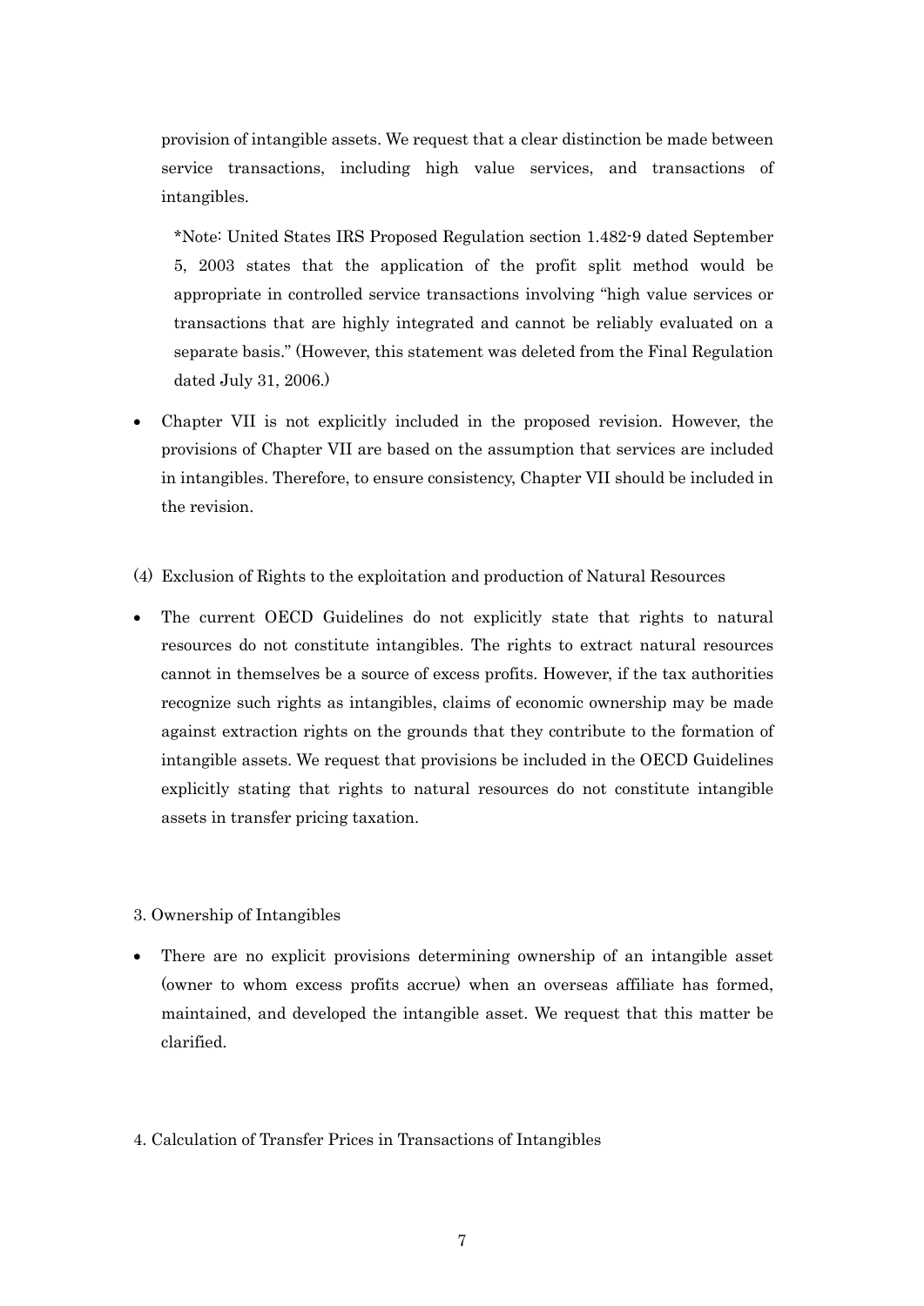provision of intangible assets. We request that a clear distinction be made between service transactions, including high value services, and transactions of intangibles.

*Note: United States IRS Proposed Regulation section 1.482-9 dated September 5, 2003 states that the application of the profit split method would be appropriate in controlled service transactions involving "high value services or transactions that are highly integrated and cannot be reliably evaluated on a separate basis." (However, this statement was deleted from the Final Regulation dated July 31, 2006.)

- Chapter VII is not explicitly included in the proposed revision. However, the provisions of Chapter VII are based on the assumption that services are included in intangibles. Therefore, to ensure consistency, Chapter VII should be included in the revision.

(4) Exclusion of Rights to the exploitation and production of Natural Resources

- The current OECD Guidelines do not explicitly state that rights to natural resources do not constitute intangibles. The rights to extract natural resources cannot in themselves be a source of excess profits. However, if the tax authorities recognize such rights as intangibles, claims of economic ownership may be made against extraction rights on the grounds that they contribute to the formation of intangible assets. We request that provisions be included in the OECD Guidelines explicitly stating that rights to natural resources do not constitute intangible assets in transfer pricing taxation.

3. Ownership of Intangibles

- There are no explicit provisions determining ownership of an intangible asset (owner to whom excess profits accrue) when an overseas affiliate has formed, maintained, and developed the intangible asset. We request that this matter be clarified.

4. Calculation of Transfer Prices in Transactions of Intangibles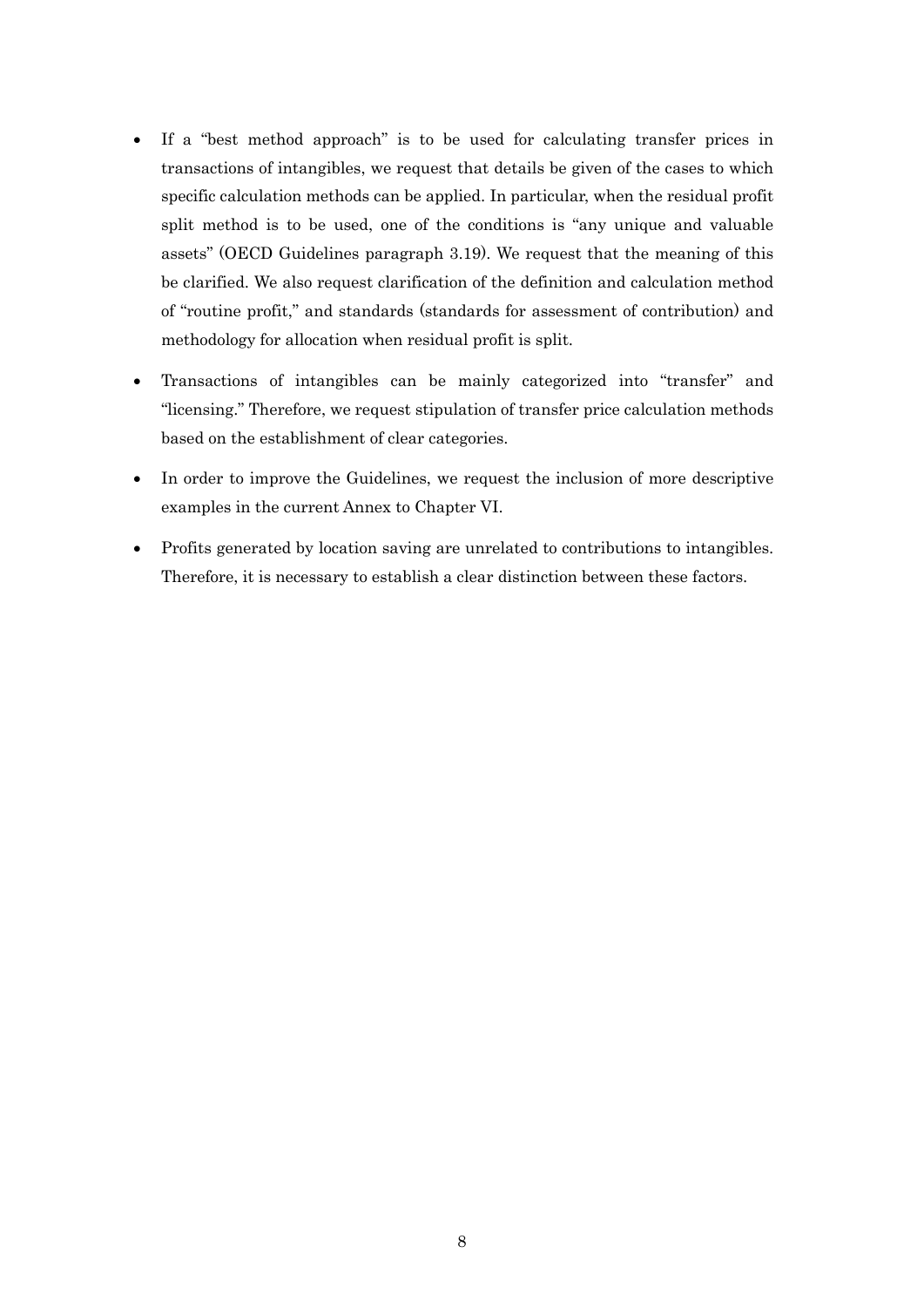- If a "best method approach" is to be used for calculating transfer prices in transactions of intangibles, we request that details be given of the cases to which specific calculation methods can be applied. In particular, when the residual profit split method is to be used, one of the conditions is "any unique and valuable assets" (OECD Guidelines paragraph 3.19). We request that the meaning of this be clarified. We also request clarification of the definition and calculation method of "routine profit," and standards (standards for assessment of contribution) and methodology for allocation when residual profit is split.
- Transactions of intangibles can be mainly categorized into "transfer" and "licensing." Therefore, we request stipulation of transfer price calculation methods based on the establishment of clear categories.
- In order to improve the Guidelines, we request the inclusion of more descriptive examples in the current Annex to Chapter VI.
- Profits generated by location saving are unrelated to contributions to intangibles. Therefore, it is necessary to establish a clear distinction between these factors.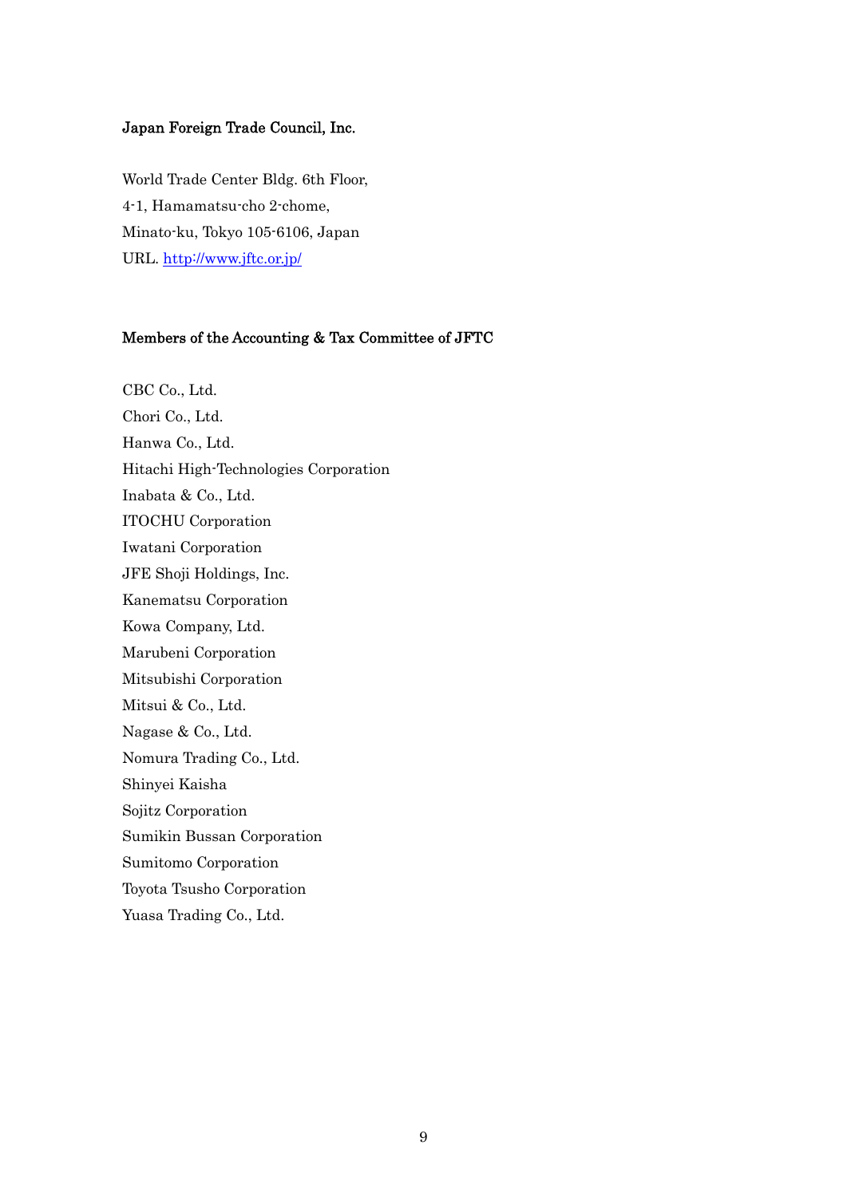**Japan Foreign Trade Council, Inc.**

World Trade Center Bldg. 6th Floor,
4-1, Hamamatsu-cho 2-chome,
Minato-ku, Tokyo 105-6106, Japan
URL. [http://www.jftc.or.jp/](http://www.jftc.or.jp/)

**Members of the Accounting & Tax Committee of JFTC**

CBC Co., Ltd.
Chori Co., Ltd.
Hanwa Co., Ltd.
Hitachi High-Technologies Corporation
Inabata & Co., Ltd.
ITOCHU Corporation
Iwatani Corporation
JFE Shoji Holdings, Inc.
Kanematsu Corporation
Kowa Company, Ltd.
Marubeni Corporation
Mitsubishi Corporation
Mitsui & Co., Ltd.
Nagase & Co., Ltd.
Nomura Trading Co., Ltd.
Shinyei Kaisha
Sojitz Corporation
Sumikin Bussan Corporation
Sumitomo Corporation
Toyota Tsusho Corporation
Yuasa Trading Co., Ltd.